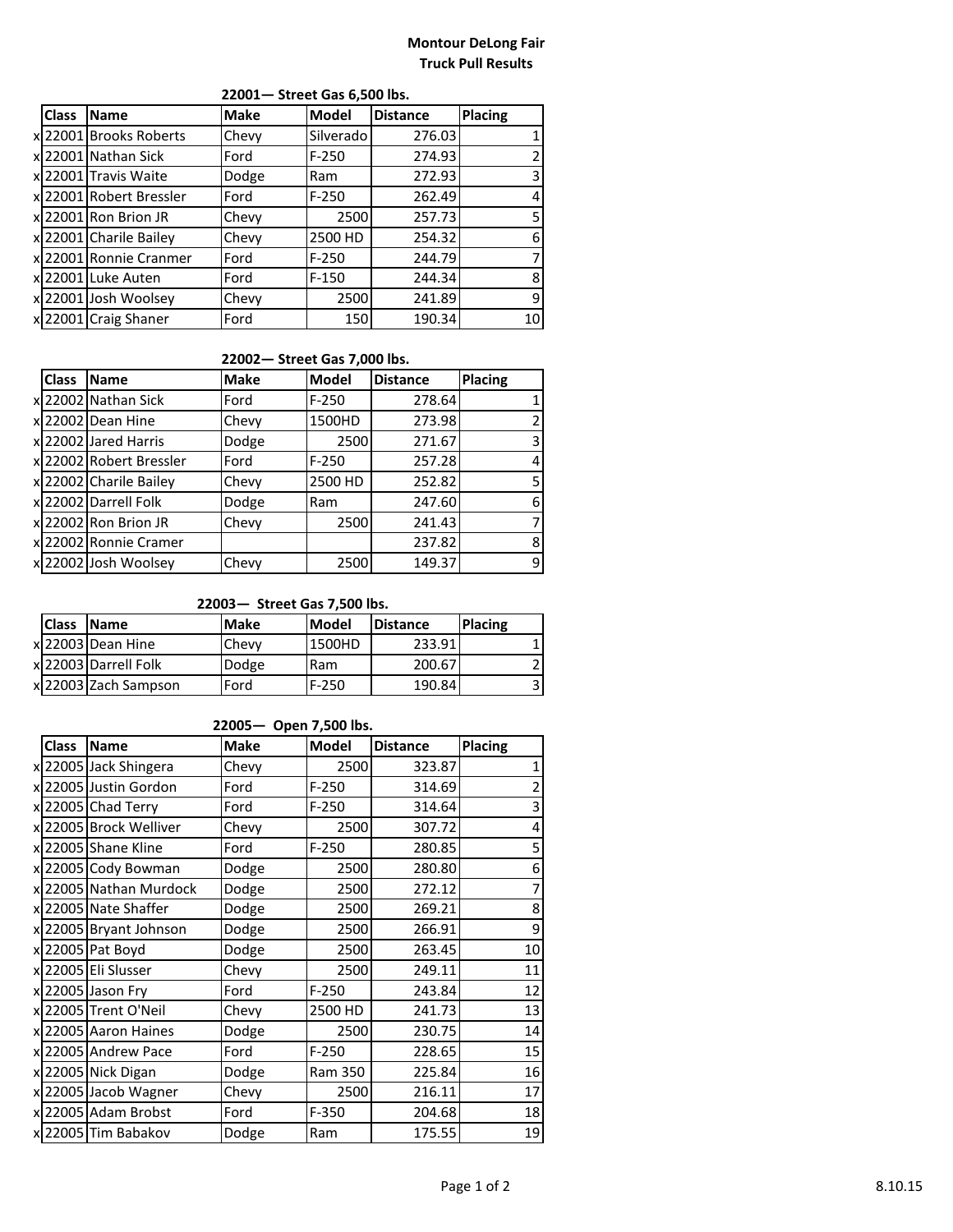# Montour DeLong Fair
## Truck Pull Results

### 22001— Street Gas 6,500 lbs.

| | Class | Name | Make | Model | Distance | Placing |
|---|---|---|---|---|---|---|
| x | 22001 | Brooks Roberts | Chevy | Silverado | 276.03 | 1 |
| x | 22001 | Nathan Sick | Ford | F-250 | 274.93 | 2 |
| x | 22001 | Travis Waite | Dodge | Ram | 272.93 | 3 |
| x | 22001 | Robert Bressler | Ford | F-250 | 262.49 | 4 |
| x | 22001 | Ron Brion JR | Chevy | 2500 | 257.73 | 5 |
| x | 22001 | Charile Bailey | Chevy | 2500 HD | 254.32 | 6 |
| x | 22001 | Ronnie Cranmer | Ford | F-250 | 244.79 | 7 |
| x | 22001 | Luke Auten | Ford | F-150 | 244.34 | 8 |
| x | 22001 | Josh Woolsey | Chevy | 2500 | 241.89 | 9 |
| x | 22001 | Craig Shaner | Ford | 150 | 190.34 | 10 |

### 22002— Street Gas 7,000 lbs.

| | Class | Name | Make | Model | Distance | Placing |
|---|---|---|---|---|---|---|
| x | 22002 | Nathan Sick | Ford | F-250 | 278.64 | 1 |
| x | 22002 | Dean Hine | Chevy | 1500HD | 273.98 | 2 |
| x | 22002 | Jared Harris | Dodge | 2500 | 271.67 | 3 |
| x | 22002 | Robert Bressler | Ford | F-250 | 257.28 | 4 |
| x | 22002 | Charile Bailey | Chevy | 2500 HD | 252.82 | 5 |
| x | 22002 | Darrell Folk | Dodge | Ram | 247.60 | 6 |
| x | 22002 | Ron Brion JR | Chevy | 2500 | 241.43 | 7 |
| x | 22002 | Ronnie Cramer | | | 237.82 | 8 |
| x | 22002 | Josh Woolsey | Chevy | 2500 | 149.37 | 9 |

### 22003— Street Gas 7,500 lbs.

| | Class | Name | Make | Model | Distance | Placing |
|---|---|---|---|---|---|---|
| x | 22003 | Dean Hine | Chevy | 1500HD | 233.91 | 1 |
| x | 22003 | Darrell Folk | Dodge | Ram | 200.67 | 2 |
| x | 22003 | Zach Sampson | Ford | F-250 | 190.84 | 3 |

### 22005— Open 7,500 lbs.

| | Class | Name | Make | Model | Distance | Placing |
|---|---|---|---|---|---|---|
| x | 22005 | Jack Shingera | Chevy | 2500 | 323.87 | 1 |
| x | 22005 | Justin Gordon | Ford | F-250 | 314.69 | 2 |
| x | 22005 | Chad Terry | Ford | F-250 | 314.64 | 3 |
| x | 22005 | Brock Welliver | Chevy | 2500 | 307.72 | 4 |
| x | 22005 | Shane Kline | Ford | F-250 | 280.85 | 5 |
| x | 22005 | Cody Bowman | Dodge | 2500 | 280.80 | 6 |
| x | 22005 | Nathan Murdock | Dodge | 2500 | 272.12 | 7 |
| x | 22005 | Nate Shaffer | Dodge | 2500 | 269.21 | 8 |
| x | 22005 | Bryant Johnson | Dodge | 2500 | 266.91 | 9 |
| x | 22005 | Pat Boyd | Dodge | 2500 | 263.45 | 10 |
| x | 22005 | Eli Slusser | Chevy | 2500 | 249.11 | 11 |
| x | 22005 | Jason Fry | Ford | F-250 | 243.84 | 12 |
| x | 22005 | Trent O'Neil | Chevy | 2500 HD | 241.73 | 13 |
| x | 22005 | Aaron Haines | Dodge | 2500 | 230.75 | 14 |
| x | 22005 | Andrew Pace | Ford | F-250 | 228.65 | 15 |
| x | 22005 | Nick Digan | Dodge | Ram 350 | 225.84 | 16 |
| x | 22005 | Jacob Wagner | Chevy | 2500 | 216.11 | 17 |
| x | 22005 | Adam Brobst | Ford | F-350 | 204.68 | 18 |
| x | 22005 | Tim Babakov | Dodge | Ram | 175.55 | 19 |

8.10.15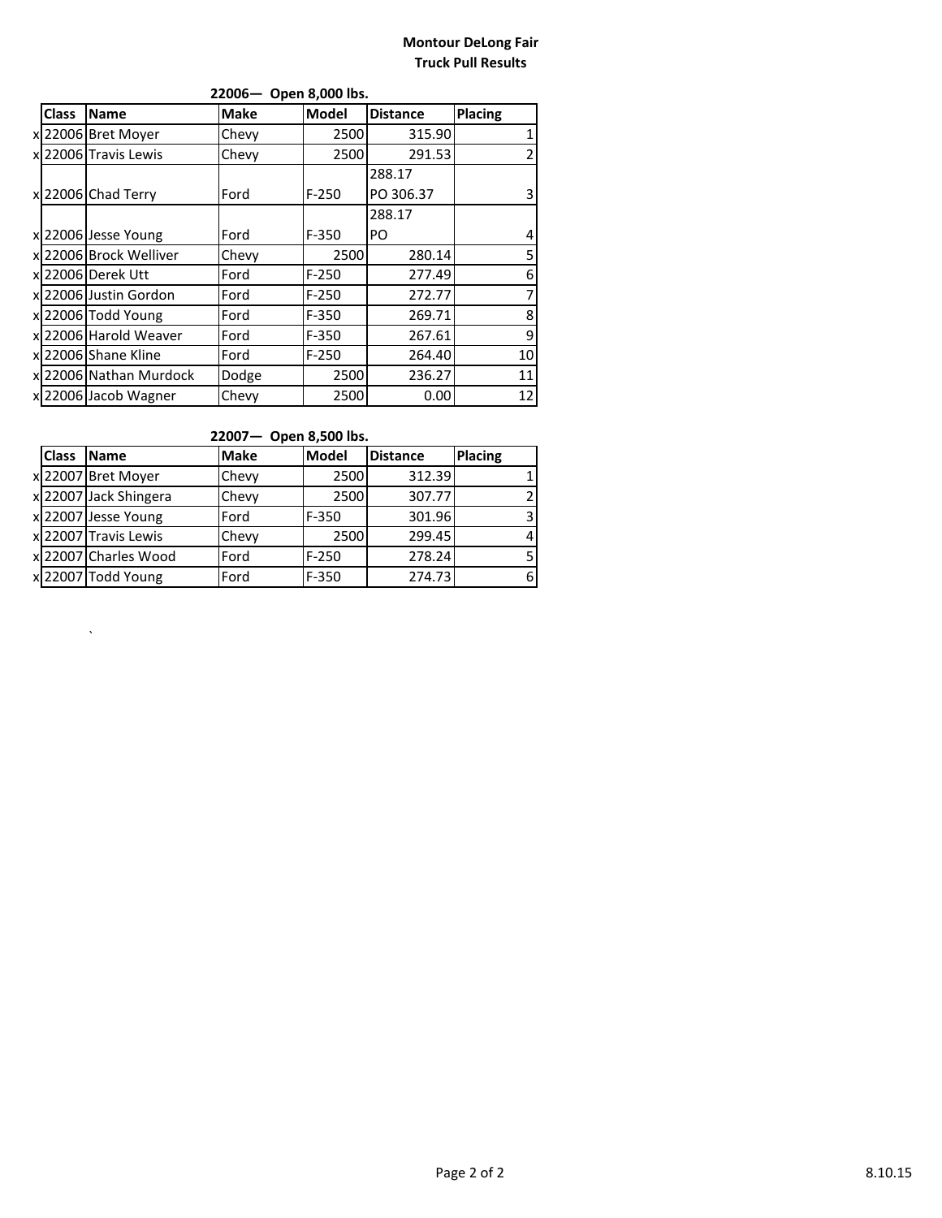**Montour DeLong Fair**
**Truck Pull Results**

### 22006— Open 8,000 lbs.

| | Class | Name | Make | Model | Distance | Placing |
|---|---|---|---|---|---|---|
| x | 22006 | Bret Moyer | Chevy | 2500 | 315.90 | 1 |
| x | 22006 | Travis Lewis | Chevy | 2500 | 291.53 | 2 |
| x | 22006 | Chad Terry | Ford | F-250 | 288.17 PO 306.37 | 3 |
| x | 22006 | Jesse Young | Ford | F-350 | 288.17 PO | 4 |
| x | 22006 | Brock Welliver | Chevy | 2500 | 280.14 | 5 |
| x | 22006 | Derek Utt | Ford | F-250 | 277.49 | 6 |
| x | 22006 | Justin Gordon | Ford | F-250 | 272.77 | 7 |
| x | 22006 | Todd Young | Ford | F-350 | 269.71 | 8 |
| x | 22006 | Harold Weaver | Ford | F-350 | 267.61 | 9 |
| x | 22006 | Shane Kline | Ford | F-250 | 264.40 | 10 |
| x | 22006 | Nathan Murdock | Dodge | 2500 | 236.27 | 11 |
| x | 22006 | Jacob Wagner | Chevy | 2500 | 0.00 | 12 |

### 22007— Open 8,500 lbs.

| | Class | Name | Make | Model | Distance | Placing |
|---|---|---|---|---|---|---|
| x | 22007 | Bret Moyer | Chevy | 2500 | 312.39 | 1 |
| x | 22007 | Jack Shingera | Chevy | 2500 | 307.77 | 2 |
| x | 22007 | Jesse Young | Ford | F-350 | 301.96 | 3 |
| x | 22007 | Travis Lewis | Chevy | 2500 | 299.45 | 4 |
| x | 22007 | Charles Wood | Ford | F-250 | 278.24 | 5 |
| x | 22007 | Todd Young | Ford | F-350 | 274.73 | 6 |